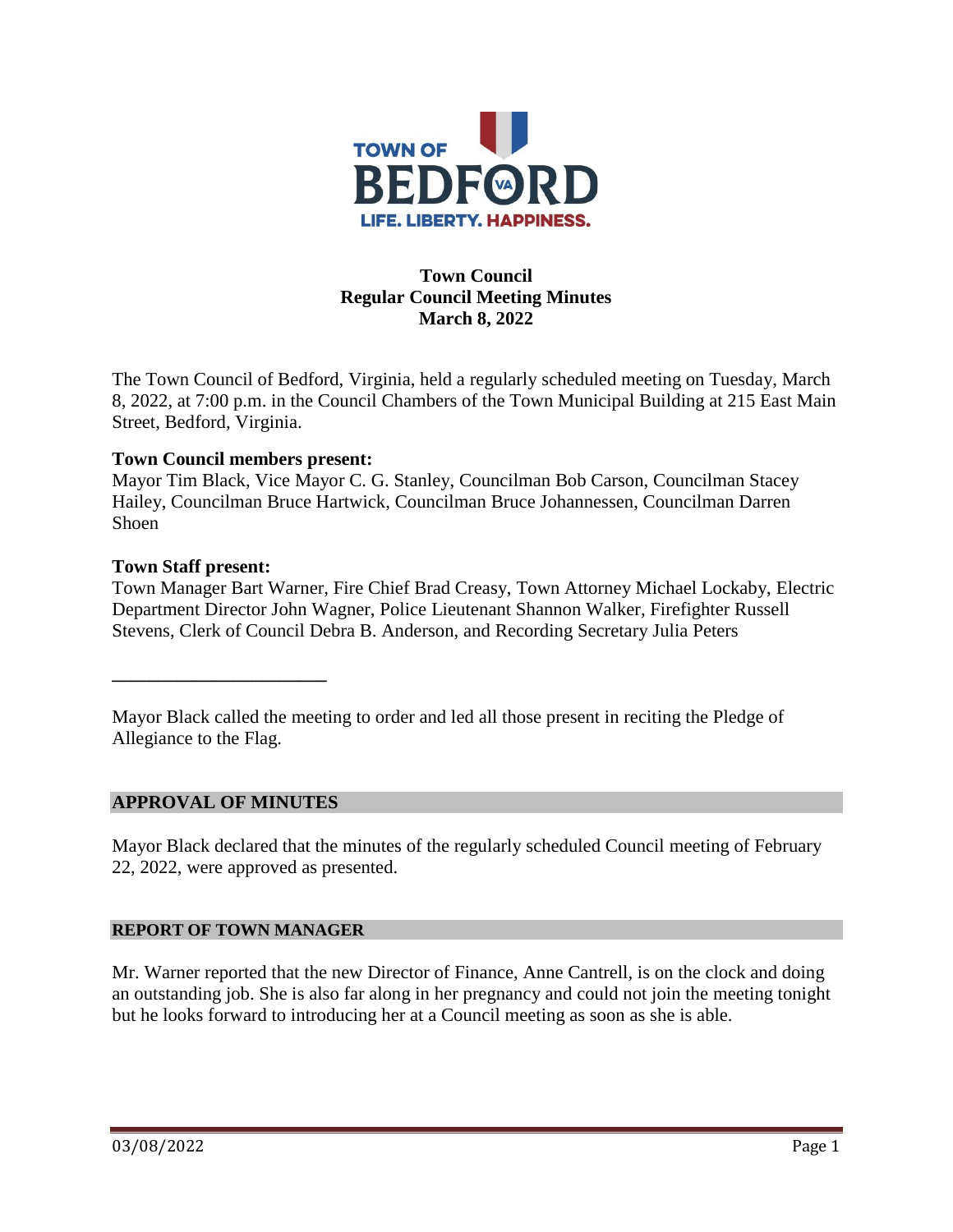TOWN OF BEDFORD VA

LIFE. LIBERTY. HAPPINESS.

# Town Council
## Regular Council Meeting Minutes
## March 8, 2022

The Town Council of Bedford, Virginia, held a regularly scheduled meeting on Tuesday, March 8, 2022, at 7:00 p.m. in the Council Chambers of the Town Municipal Building at 215 East Main Street, Bedford, Virginia.

**Town Council members present:**
Mayor Tim Black, Vice Mayor C. G. Stanley, Councilman Bob Carson, Councilman Stacey Hailey, Councilman Bruce Hartwick, Councilman Bruce Johannessen, Councilman Darren Shoen

**Town Staff present:**
Town Manager Bart Warner, Fire Chief Brad Creasy, Town Attorney Michael Lockaby, Electric Department Director John Wagner, Police Lieutenant Shannon Walker, Firefighter Russell Stevens, Clerk of Council Debra B. Anderson, and Recording Secretary Julia Peters

---

Mayor Black called the meeting to order and led all those present in reciting the Pledge of Allegiance to the Flag.

## APPROVAL OF MINUTES

Mayor Black declared that the minutes of the regularly scheduled Council meeting of February 22, 2022, were approved as presented.

## REPORT OF TOWN MANAGER

Mr. Warner reported that the new Director of Finance, Anne Cantrell, is on the clock and doing an outstanding job. She is also far along in her pregnancy and could not join the meeting tonight but he looks forward to introducing her at a Council meeting as soon as she is able.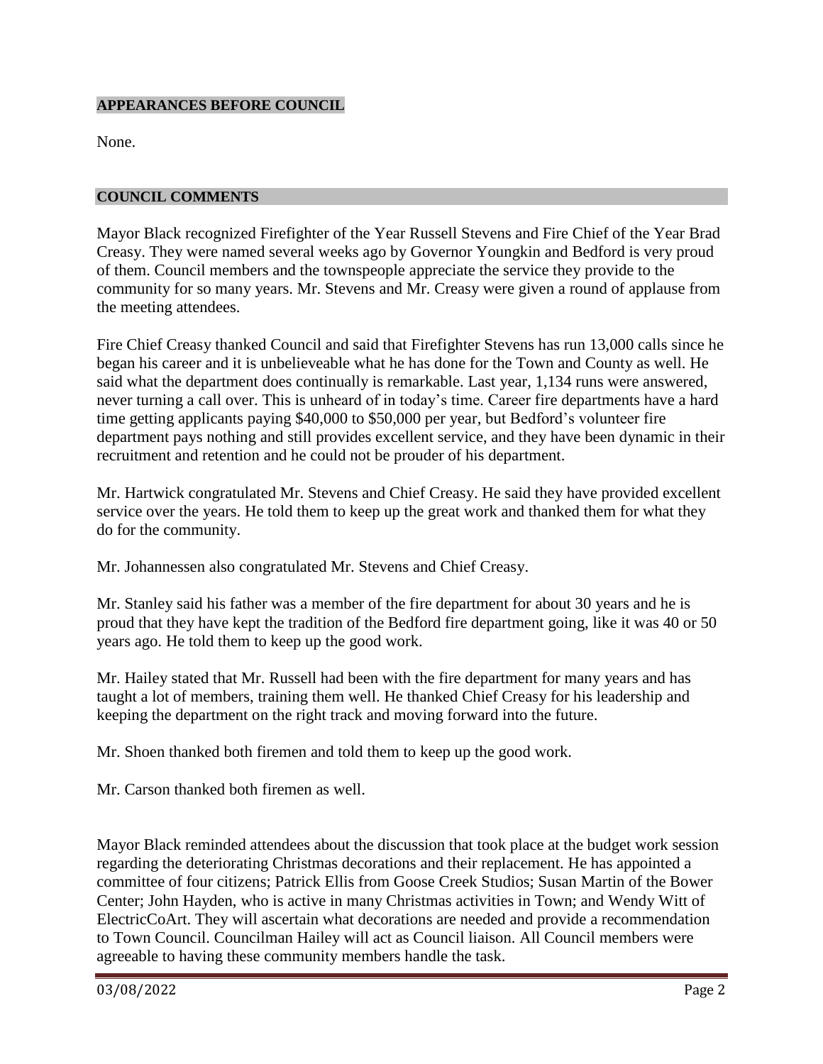**APPEARANCES BEFORE COUNCIL**

None.

**COUNCIL COMMENTS**

Mayor Black recognized Firefighter of the Year Russell Stevens and Fire Chief of the Year Brad Creasy. They were named several weeks ago by Governor Youngkin and Bedford is very proud of them. Council members and the townspeople appreciate the service they provide to the community for so many years. Mr. Stevens and Mr. Creasy were given a round of applause from the meeting attendees.

Fire Chief Creasy thanked Council and said that Firefighter Stevens has run 13,000 calls since he began his career and it is unbelieveable what he has done for the Town and County as well. He said what the department does continually is remarkable. Last year, 1,134 runs were answered, never turning a call over. This is unheard of in today's time. Career fire departments have a hard time getting applicants paying $40,000 to $50,000 per year, but Bedford's volunteer fire department pays nothing and still provides excellent service, and they have been dynamic in their recruitment and retention and he could not be prouder of his department.

Mr. Hartwick congratulated Mr. Stevens and Chief Creasy. He said they have provided excellent service over the years. He told them to keep up the great work and thanked them for what they do for the community.

Mr. Johannessen also congratulated Mr. Stevens and Chief Creasy.

Mr. Stanley said his father was a member of the fire department for about 30 years and he is proud that they have kept the tradition of the Bedford fire department going, like it was 40 or 50 years ago. He told them to keep up the good work.

Mr. Hailey stated that Mr. Russell had been with the fire department for many years and has taught a lot of members, training them well. He thanked Chief Creasy for his leadership and keeping the department on the right track and moving forward into the future.

Mr. Shoen thanked both firemen and told them to keep up the good work.

Mr. Carson thanked both firemen as well.

Mayor Black reminded attendees about the discussion that took place at the budget work session regarding the deteriorating Christmas decorations and their replacement. He has appointed a committee of four citizens; Patrick Ellis from Goose Creek Studios; Susan Martin of the Bower Center; John Hayden, who is active in many Christmas activities in Town; and Wendy Witt of ElectricCoArt. They will ascertain what decorations are needed and provide a recommendation to Town Council. Councilman Hailey will act as Council liaison. All Council members were agreeable to having these community members handle the task.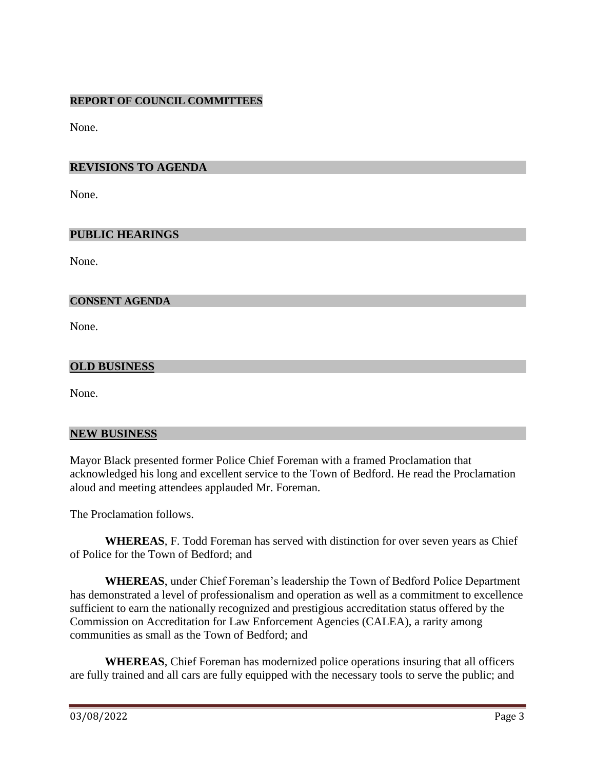## REPORT OF COUNCIL COMMITTEES

None.

## REVISIONS TO AGENDA

None.

## PUBLIC HEARINGS

None.

## CONSENT AGENDA

None.

## OLD BUSINESS

None.

## NEW BUSINESS

Mayor Black presented former Police Chief Foreman with a framed Proclamation that acknowledged his long and excellent service to the Town of Bedford. He read the Proclamation aloud and meeting attendees applauded Mr. Foreman.

The Proclamation follows.

**WHEREAS**, F. Todd Foreman has served with distinction for over seven years as Chief of Police for the Town of Bedford; and

**WHEREAS**, under Chief Foreman's leadership the Town of Bedford Police Department has demonstrated a level of professionalism and operation as well as a commitment to excellence sufficient to earn the nationally recognized and prestigious accreditation status offered by the Commission on Accreditation for Law Enforcement Agencies (CALEA), a rarity among communities as small as the Town of Bedford; and

**WHEREAS**, Chief Foreman has modernized police operations insuring that all officers are fully trained and all cars are fully equipped with the necessary tools to serve the public; and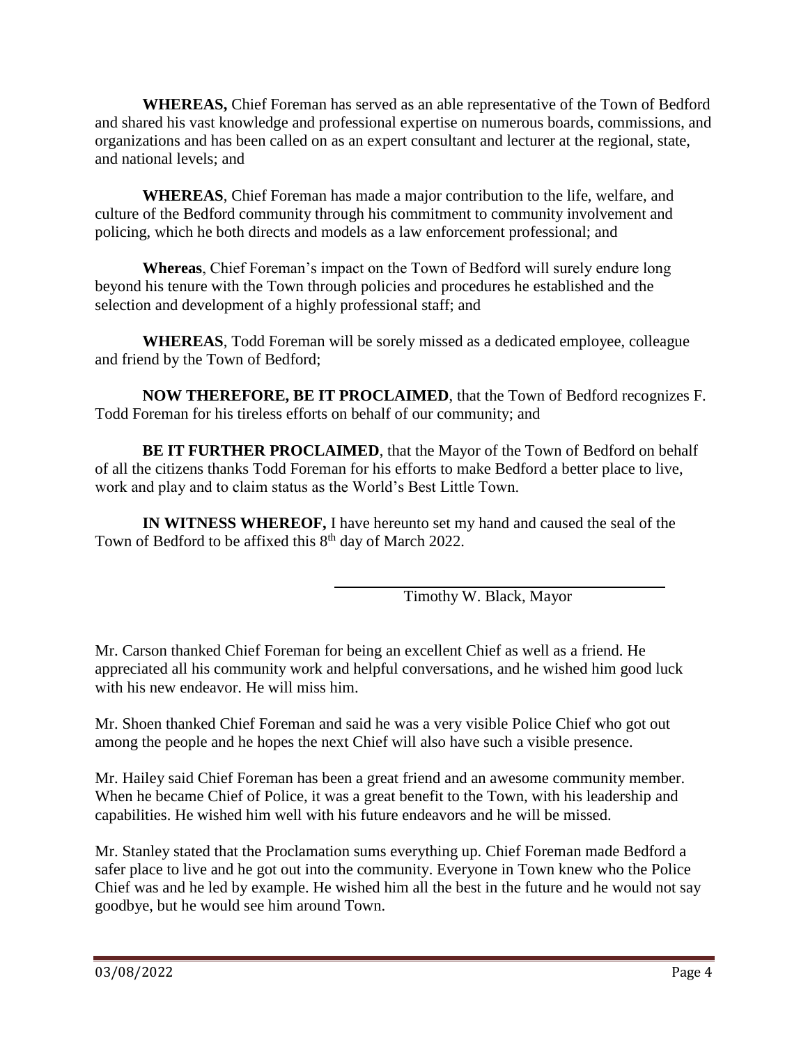**WHEREAS,** Chief Foreman has served as an able representative of the Town of Bedford and shared his vast knowledge and professional expertise on numerous boards, commissions, and organizations and has been called on as an expert consultant and lecturer at the regional, state, and national levels; and

**WHEREAS**, Chief Foreman has made a major contribution to the life, welfare, and culture of the Bedford community through his commitment to community involvement and policing, which he both directs and models as a law enforcement professional; and

**Whereas**, Chief Foreman's impact on the Town of Bedford will surely endure long beyond his tenure with the Town through policies and procedures he established and the selection and development of a highly professional staff; and

**WHEREAS**, Todd Foreman will be sorely missed as a dedicated employee, colleague and friend by the Town of Bedford;

**NOW THEREFORE, BE IT PROCLAIMED**, that the Town of Bedford recognizes F. Todd Foreman for his tireless efforts on behalf of our community; and

**BE IT FURTHER PROCLAIMED**, that the Mayor of the Town of Bedford on behalf of all the citizens thanks Todd Foreman for his efforts to make Bedford a better place to live, work and play and to claim status as the World's Best Little Town.

**IN WITNESS WHEREOF,** I have hereunto set my hand and caused the seal of the Town of Bedford to be affixed this 8th day of March 2022.

Timothy W. Black, Mayor

Mr. Carson thanked Chief Foreman for being an excellent Chief as well as a friend. He appreciated all his community work and helpful conversations, and he wished him good luck with his new endeavor. He will miss him.

Mr. Shoen thanked Chief Foreman and said he was a very visible Police Chief who got out among the people and he hopes the next Chief will also have such a visible presence.

Mr. Hailey said Chief Foreman has been a great friend and an awesome community member. When he became Chief of Police, it was a great benefit to the Town, with his leadership and capabilities. He wished him well with his future endeavors and he will be missed.

Mr. Stanley stated that the Proclamation sums everything up. Chief Foreman made Bedford a safer place to live and he got out into the community. Everyone in Town knew who the Police Chief was and he led by example. He wished him all the best in the future and he would not say goodbye, but he would see him around Town.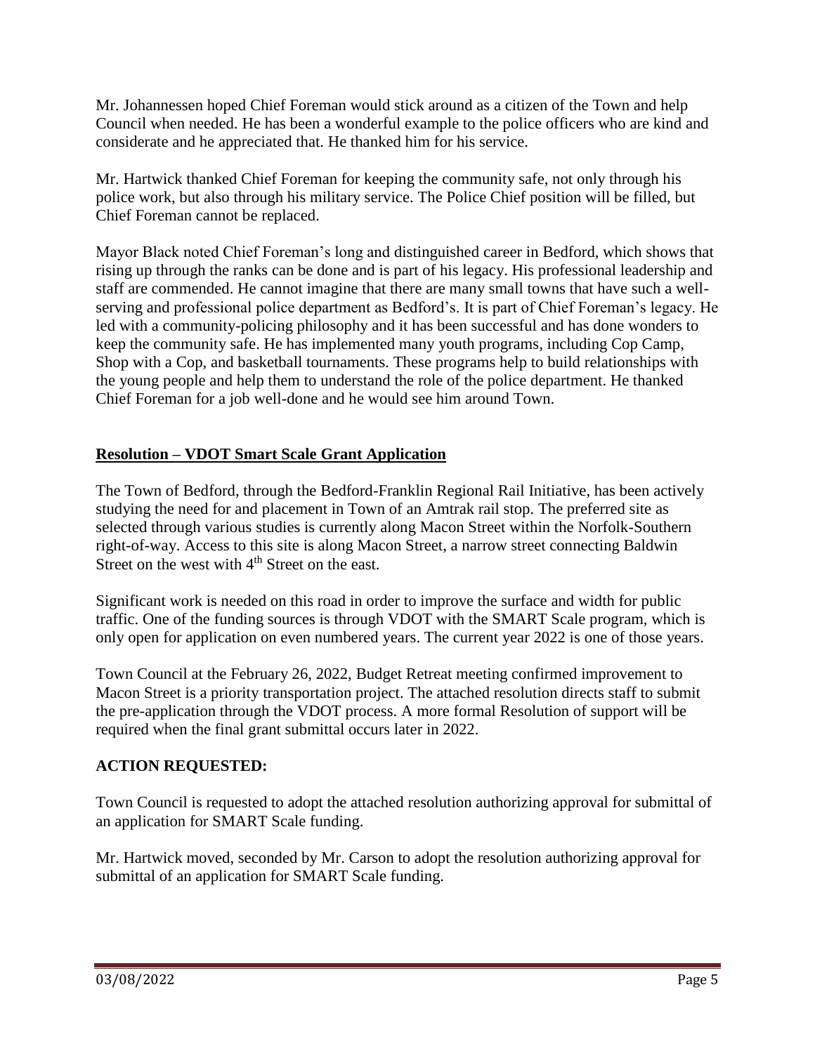Mr. Johannessen hoped Chief Foreman would stick around as a citizen of the Town and help Council when needed. He has been a wonderful example to the police officers who are kind and considerate and he appreciated that. He thanked him for his service.

Mr. Hartwick thanked Chief Foreman for keeping the community safe, not only through his police work, but also through his military service. The Police Chief position will be filled, but Chief Foreman cannot be replaced.

Mayor Black noted Chief Foreman's long and distinguished career in Bedford, which shows that rising up through the ranks can be done and is part of his legacy. His professional leadership and staff are commended. He cannot imagine that there are many small towns that have such a well-serving and professional police department as Bedford's. It is part of Chief Foreman's legacy. He led with a community-policing philosophy and it has been successful and has done wonders to keep the community safe. He has implemented many youth programs, including Cop Camp, Shop with a Cop, and basketball tournaments. These programs help to build relationships with the young people and help them to understand the role of the police department. He thanked Chief Foreman for a job well-done and he would see him around Town.

## Resolution – VDOT Smart Scale Grant Application

The Town of Bedford, through the Bedford-Franklin Regional Rail Initiative, has been actively studying the need for and placement in Town of an Amtrak rail stop. The preferred site as selected through various studies is currently along Macon Street within the Norfolk-Southern right-of-way. Access to this site is along Macon Street, a narrow street connecting Baldwin Street on the west with 4th Street on the east.

Significant work is needed on this road in order to improve the surface and width for public traffic. One of the funding sources is through VDOT with the SMART Scale program, which is only open for application on even numbered years. The current year 2022 is one of those years.

Town Council at the February 26, 2022, Budget Retreat meeting confirmed improvement to Macon Street is a priority transportation project. The attached resolution directs staff to submit the pre-application through the VDOT process. A more formal Resolution of support will be required when the final grant submittal occurs later in 2022.

**ACTION REQUESTED:**

Town Council is requested to adopt the attached resolution authorizing approval for submittal of an application for SMART Scale funding.

Mr. Hartwick moved, seconded by Mr. Carson to adopt the resolution authorizing approval for submittal of an application for SMART Scale funding.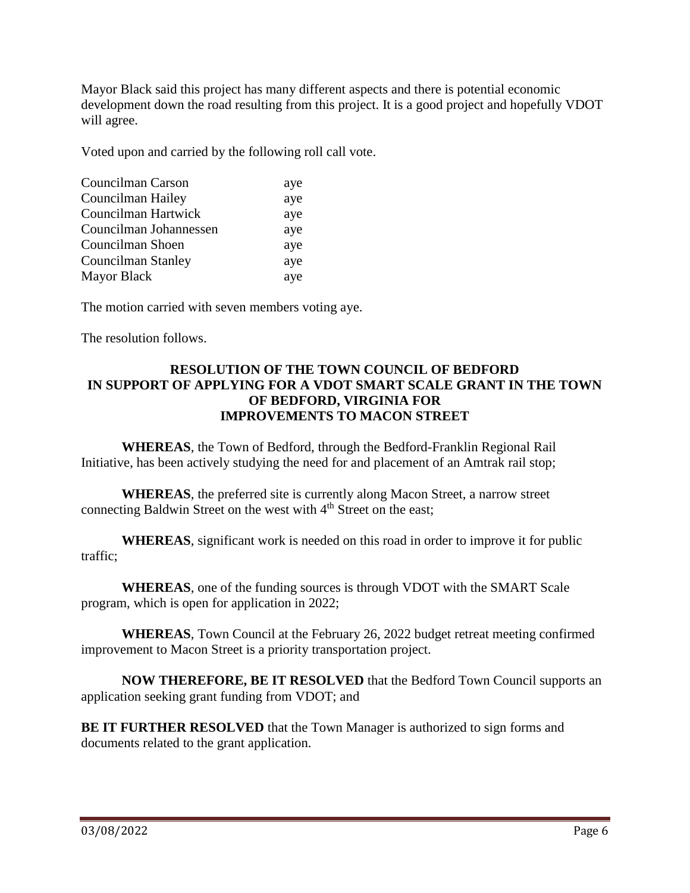Mayor Black said this project has many different aspects and there is potential economic development down the road resulting from this project. It is a good project and hopefully VDOT will agree.

Voted upon and carried by the following roll call vote.

| | |
|---|---|
| Councilman Carson | aye |
| Councilman Hailey | aye |
| Councilman Hartwick | aye |
| Councilman Johannessen | aye |
| Councilman Shoen | aye |
| Councilman Stanley | aye |
| Mayor Black | aye |

The motion carried with seven members voting aye.

The resolution follows.

**RESOLUTION OF THE TOWN COUNCIL OF BEDFORD IN SUPPORT OF APPLYING FOR A VDOT SMART SCALE GRANT IN THE TOWN OF BEDFORD, VIRGINIA FOR IMPROVEMENTS TO MACON STREET**

**WHEREAS**, the Town of Bedford, through the Bedford-Franklin Regional Rail Initiative, has been actively studying the need for and placement of an Amtrak rail stop;

**WHEREAS**, the preferred site is currently along Macon Street, a narrow street connecting Baldwin Street on the west with 4th Street on the east;

**WHEREAS**, significant work is needed on this road in order to improve it for public traffic;

**WHEREAS**, one of the funding sources is through VDOT with the SMART Scale program, which is open for application in 2022;

**WHEREAS**, Town Council at the February 26, 2022 budget retreat meeting confirmed improvement to Macon Street is a priority transportation project.

**NOW THEREFORE, BE IT RESOLVED** that the Bedford Town Council supports an application seeking grant funding from VDOT; and

**BE IT FURTHER RESOLVED** that the Town Manager is authorized to sign forms and documents related to the grant application.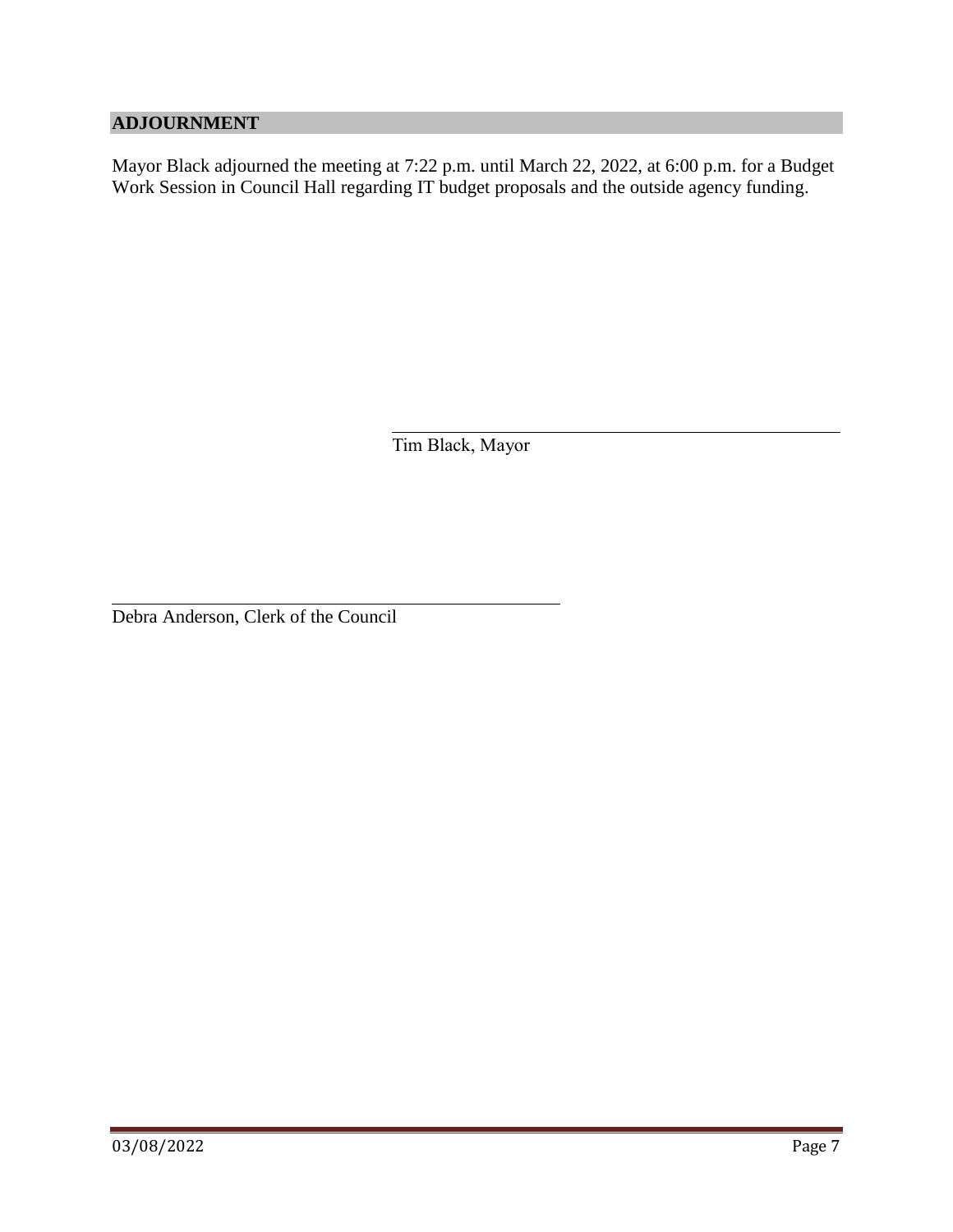## ADJOURNMENT

Mayor Black adjourned the meeting at 7:22 p.m. until March 22, 2022, at 6:00 p.m. for a Budget Work Session in Council Hall regarding IT budget proposals and the outside agency funding.

\_\_\_\_\_\_\_\_\_\_\_\_\_\_\_\_\_\_\_\_\_\_\_\_\_\_\_\_\_\_\_\_\_\_\_\_\_\_\_\_

Tim Black, Mayor

\_\_\_\_\_\_\_\_\_\_\_\_\_\_\_\_\_\_\_\_\_\_\_\_\_\_\_\_\_\_\_\_\_\_\_\_\_\_\_\_

Debra Anderson, Clerk of the Council